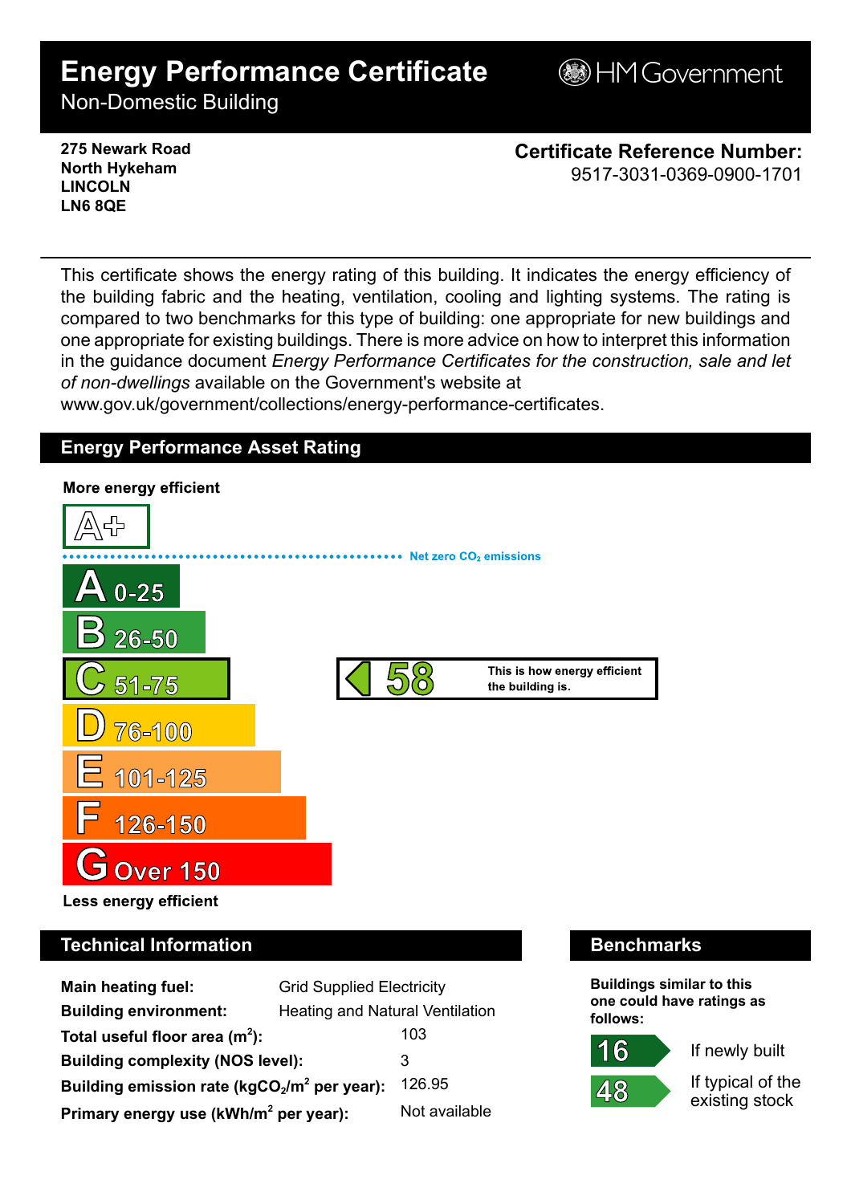# Energy Performance Certificate

Non-Domestic Building

HM Government

**275 Newark Road**
**North Hykeham**
**LINCOLN**
**LN6 8QE**

**Certificate Reference Number:**
9517-3031-0369-0900-1701

This certificate shows the energy rating of this building. It indicates the energy efficiency of the building fabric and the heating, ventilation, cooling and lighting systems. The rating is compared to two benchmarks for this type of building: one appropriate for new buildings and one appropriate for existing buildings. There is more advice on how to interpret this information in the guidance document *Energy Performance Certificates for the construction, sale and let of non-dwellings* available on the Government's website at www.gov.uk/government/collections/energy-performance-certificates.

## Energy Performance Asset Rating

**More energy efficient**

- A+
- Net zero $CO_2$ emissions
- A 0-25
- B 26-50
- C 51-75
- D 76-100
- E 101-125
- F 126-150
- G Over 150

**Less energy efficient**

**58** — This is how energy efficient the building is.

## Technical Information

| | |
|---|---|
| **Main heating fuel:** | Grid Supplied Electricity |
| **Building environment:** | Heating and Natural Ventilation |
| **Total useful floor area ($m^2$):** | 103 |
| **Building complexity (NOS level):** | 3 |
| **Building emission rate ($kgCO_2/m^2$ per year):** | 126.95 |
| **Primary energy use ($kWh/m^2$ per year):** | Not available |

## Benchmarks

**Buildings similar to this one could have ratings as follows:**

| | |
|---|---|
| 16 | If newly built |
| 48 | If typical of the existing stock |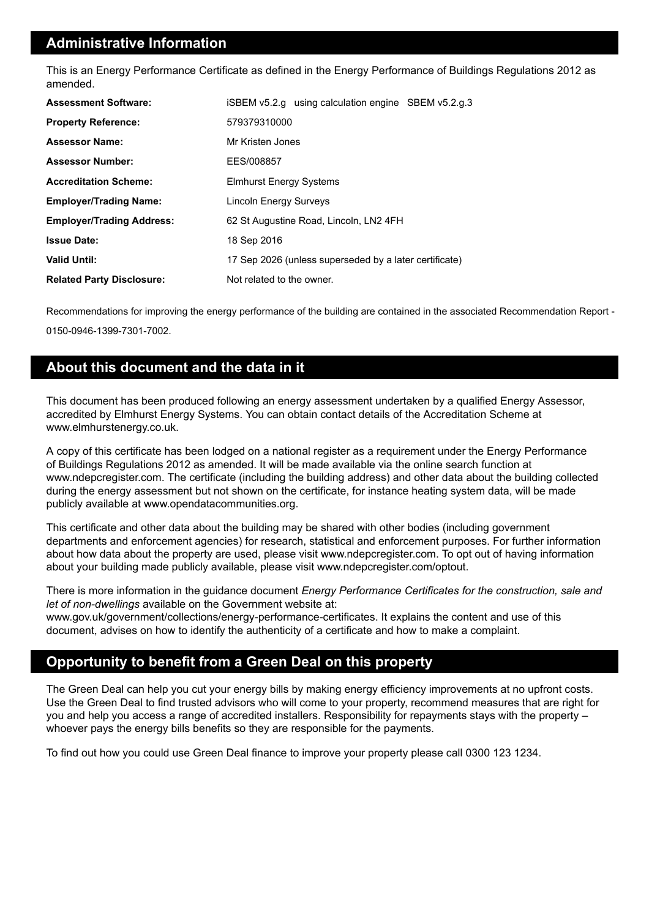## Administrative Information

This is an Energy Performance Certificate as defined in the Energy Performance of Buildings Regulations 2012 as amended.

| | |
|---|---|
| **Assessment Software:** | iSBEM v5.2.g using calculation engine SBEM v5.2.g.3 |
| **Property Reference:** | 579379310000 |
| **Assessor Name:** | Mr Kristen Jones |
| **Assessor Number:** | EES/008857 |
| **Accreditation Scheme:** | Elmhurst Energy Systems |
| **Employer/Trading Name:** | Lincoln Energy Surveys |
| **Employer/Trading Address:** | 62 St Augustine Road, Lincoln, LN2 4FH |
| **Issue Date:** | 18 Sep 2016 |
| **Valid Until:** | 17 Sep 2026 (unless superseded by a later certificate) |
| **Related Party Disclosure:** | Not related to the owner. |

Recommendations for improving the energy performance of the building are contained in the associated Recommendation Report - 0150-0946-1399-7301-7002.

## About this document and the data in it

This document has been produced following an energy assessment undertaken by a qualified Energy Assessor, accredited by Elmhurst Energy Systems. You can obtain contact details of the Accreditation Scheme at www.elmhurstenergy.co.uk.

A copy of this certificate has been lodged on a national register as a requirement under the Energy Performance of Buildings Regulations 2012 as amended. It will be made available via the online search function at www.ndepcregister.com. The certificate (including the building address) and other data about the building collected during the energy assessment but not shown on the certificate, for instance heating system data, will be made publicly available at www.opendatacommunities.org.

This certificate and other data about the building may be shared with other bodies (including government departments and enforcement agencies) for research, statistical and enforcement purposes. For further information about how data about the property are used, please visit www.ndepcregister.com. To opt out of having information about your building made publicly available, please visit www.ndepcregister.com/optout.

There is more information in the guidance document *Energy Performance Certificates for the construction, sale and let of non-dwellings* available on the Government website at:
www.gov.uk/government/collections/energy-performance-certificates. It explains the content and use of this document, advises on how to identify the authenticity of a certificate and how to make a complaint.

## Opportunity to benefit from a Green Deal on this property

The Green Deal can help you cut your energy bills by making energy efficiency improvements at no upfront costs. Use the Green Deal to find trusted advisors who will come to your property, recommend measures that are right for you and help you access a range of accredited installers. Responsibility for repayments stays with the property – whoever pays the energy bills benefits so they are responsible for the payments.

To find out how you could use Green Deal finance to improve your property please call 0300 123 1234.